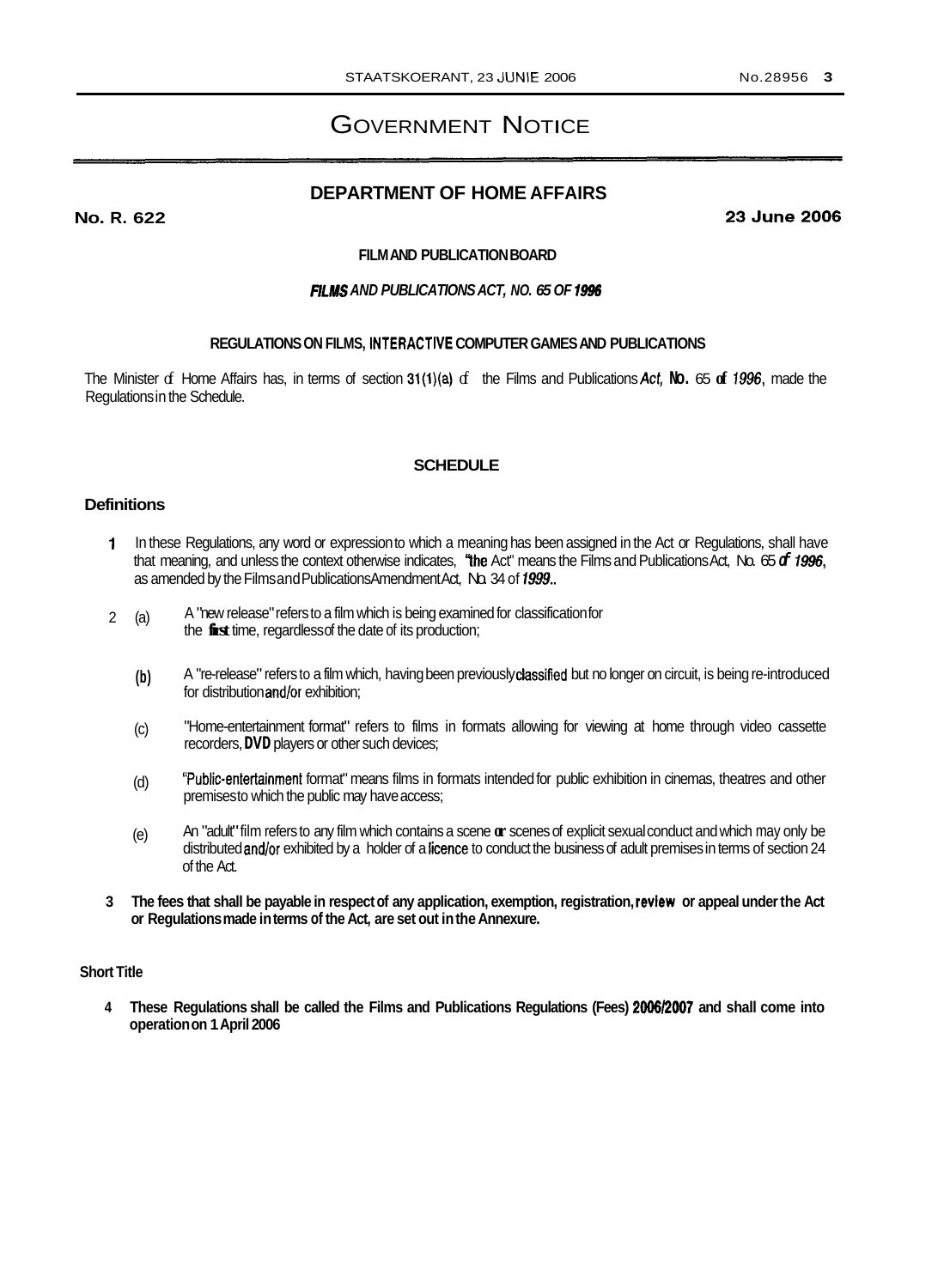# GOVERNMENT NOTICE

## DEPARTMENT OF HOME AFFAIRS

**No. R. 622** **23 June 2006**

**FILM AND PUBLICATION BOARD**

***FILMS AND PUBLICATIONS ACT, NO. 65 OF 1996***

**REGULATIONS ON FILMS, INTERACTIVE COMPUTER GAMES AND PUBLICATIONS**

The Minister of Home Affairs has, in terms of section 31(1)(a) of the Films and Publications *Act*, No. 65 of *1996*, made the Regulations in the Schedule.

**SCHEDULE**

### Definitions

1. In these Regulations, any word or expression to which a meaning has been assigned in the Act or Regulations, shall have that meaning, and unless the context otherwise indicates, "the Act" means the Films and Publications Act, No. 65 of *1996*, as amended by the Films and Publications Amendment Act, No. 34 of *1999*..

2. (a) A "new release" refers to a film which is being examined for classification for the first time, regardless of the date of its production;

   (b) A "re-release" refers to a film which, having been previously classified but no longer on circuit, is being re-introduced for distribution and/or exhibition;

   (c) "Home-entertainment format" refers to films in formats allowing for viewing at home through video cassette recorders, DVD players or other such devices;

   (d) "Public-entertainment format" means films in formats intended for public exhibition in cinemas, theatres and other premises to which the public may have access;

   (e) An "adult" film refers to any film which contains a scene or scenes of explicit sexual conduct and which may only be distributed and/or exhibited by a holder of a licence to conduct the business of adult premises in terms of section 24 of the Act.

3. **The fees that shall be payable in respect of any application, exemption, registration, review or appeal under the Act or Regulations made in terms of the Act, are set out in the Annexure.**

### Short Title

4. **These Regulations shall be called the Films and Publications Regulations (Fees) 2006/2007 and shall come into operation on 1 April 2006**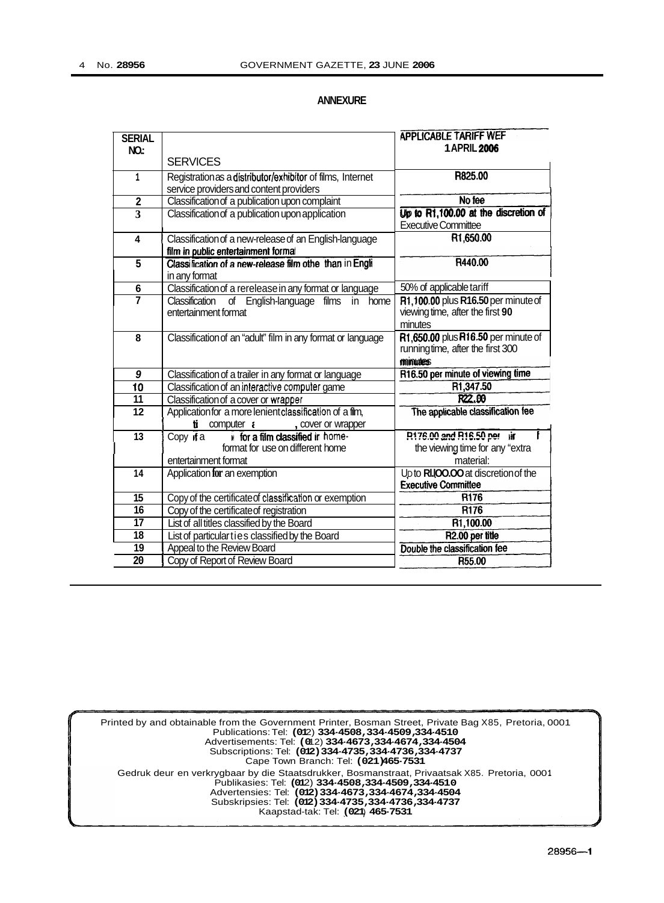**ANNEXURE**

| SERIAL NO: | SERVICES | APPLICABLE TARIFF WEF 1 APRIL 2006 |
|---|---|---|
| 1 | Registration as a distributor/exhibitor of films, Internet service providers and content providers | R825.00 |
| 2 | Classification of a publication upon complaint | No fee |
| 3 | Classification of a publication upon application | Up to R1,100.00 at the discretion of Executive Committee |
| 4 | Classification of a new-release of an English-language film in public entertainment format | R1,650.00 |
| 5 | Classification of a new-release film othe than in Engli in any format | R440.00 |
| 6 | Classification of a rerelease in any format or language | 50% of applicable tariff |
| 7 | Classification of English-language films in home entertainment format | R1,100.00 plus R16.50 per minute of viewing time, after the first 90 minutes |
| 8 | Classification of an "adult" film in any format or language | R1,650.00 plus R16.50 per minute of running time, after the first 300 minutes |
| 9 | Classification of a trailer in any format or language | R16.50 per minute of viewing time |
| 10 | Classification of an interactive computer game | R1,347.50 |
| 11 | Classification of a cover or wrapper | R22.00 |
| 12 | Application for a more lenient classification of a film, ti computer ε , cover or wrapper | The applicable classification fee |
| 13 | Copy if a i for a film classified ir home- format for use on different home entertainment format | R176.00 and R16.50 per iir f the viewing time for any "extra material: |
| 14 | Application for an exemption | Up to R1,100.00 at discretion of the Executive Committee |
| 15 | Copy of the certificate of classification or exemption | R176 |
| 16 | Copy of the certificate of registration | R176 |
| 17 | List of all titles classified by the Board | R1,100.00 |
| 18 | List of particular ties classified by the Board | R2.00 per title |
| 19 | Appeal to the Review Board | Double the classification fee |
| 20 | Copy of Report of Review Board | R55.00 |

Printed by and obtainable from the Government Printer, Bosman Street, Private Bag X85, Pretoria, 0001
Publications: Tel: (012) 334-4508, 334-4509, 334-4510
Advertisements: Tel: (012) 334-4673, 334-4674, 334-4504
Subscriptions: Tel: (012) 334-4735, 334-4736, 334-4737
Cape Town Branch: Tel: (021) 465-7531

Gedruk deur en verkrygbaar by die Staatsdrukker, Bosmanstraat, Privaatsak X85, Pretoria, 0001
Publikasies: Tel: (012) 334-4508, 334-4509, 334-4510
Advertensies: Tel: (012) 334-4673, 334-4674, 334-4504
Subskripsies: Tel: (012) 334-4735, 334-4736, 334-4737
Kaapstad-tak: Tel: (021) 465-7531